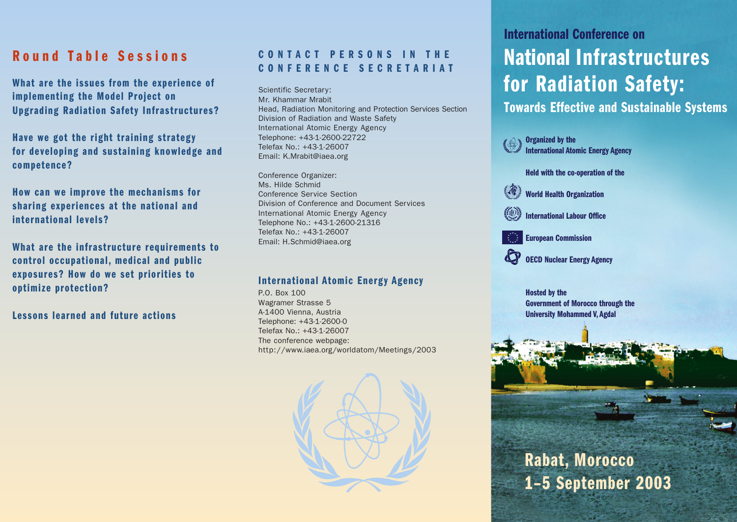# International Conference on
# National Infrastructures for Radiation Safety:
## Towards Effective and Sustainable Systems

**Organized by the International Atomic Energy Agency**

**Held with the co-operation of the**

**World Health Organization**

**International Labour Office**

**European Commission**

**OECD Nuclear Energy Agency**

**Hosted by the Government of Morocco through the University Mohammed V, Agdal**

## Rabat, Morocco
## 1–5 September 2003

## Round Table Sessions

**What are the issues from the experience of implementing the Model Project on Upgrading Radiation Safety Infrastructures?**

**Have we got the right training strategy for developing and sustaining knowledge and competence?**

**How can we improve the mechanisms for sharing experiences at the national and international levels?**

**What are the infrastructure requirements to control occupational, medical and public exposures? How do we set priorities to optimize protection?**

**Lessons learned and future actions**

## CONTACT PERSONS IN THE CONFERENCE SECRETARIAT

Scientific Secretary:
Mr. Khammar Mrabit
Head, Radiation Monitoring and Protection Services Section
Division of Radiation and Waste Safety
International Atomic Energy Agency
Telephone: +43-1-2600-22722
Telefax No.: +43-1-26007
Email: K.Mrabit@iaea.org

Conference Organizer:
Ms. Hilde Schmid
Conference Service Section
Division of Conference and Document Services
International Atomic Energy Agency
Telephone No.: +43-1-2600-21316
Telefax No.: +43-1-26007
Email: H.Schmid@iaea.org

### International Atomic Energy Agency

P.O. Box 100
Wagramer Strasse 5
A-1400 Vienna, Austria
Telephone: +43-1-2600-0
Telefax No.: +43-1-26007
The conference webpage:
http://www.iaea.org/worldatom/Meetings/2003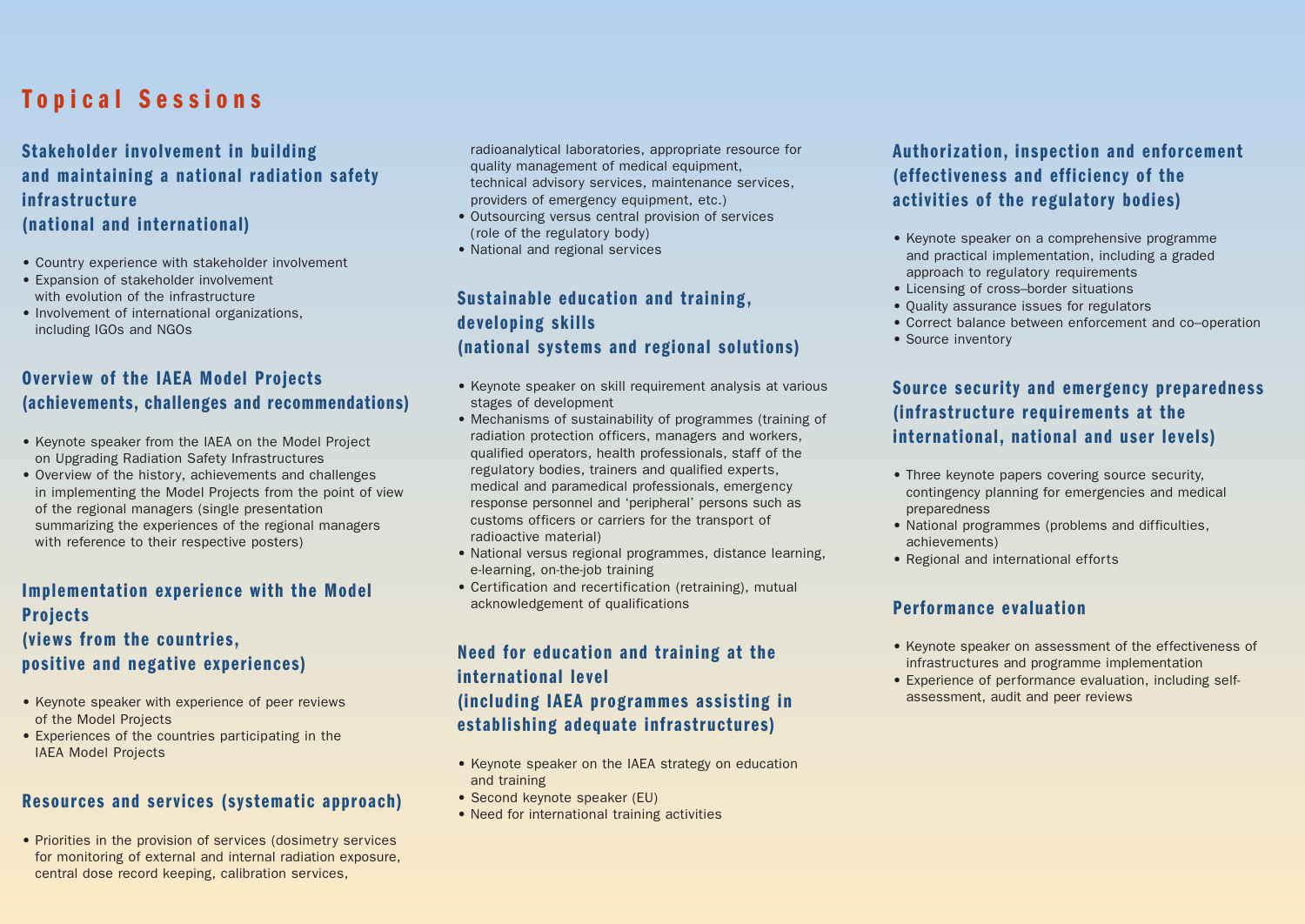# Topical Sessions

## Stakeholder involvement in building and maintaining a national radiation safety infrastructure (national and international)

- Country experience with stakeholder involvement
- Expansion of stakeholder involvement with evolution of the infrastructure
- Involvement of international organizations, including IGOs and NGOs

## Overview of the IAEA Model Projects (achievements, challenges and recommendations)

- Keynote speaker from the IAEA on the Model Project on Upgrading Radiation Safety Infrastructures
- Overview of the history, achievements and challenges in implementing the Model Projects from the point of view of the regional managers (single presentation summarizing the experiences of the regional managers with reference to their respective posters)

## Implementation experience with the Model Projects (views from the countries, positive and negative experiences)

- Keynote speaker with experience of peer reviews of the Model Projects
- Experiences of the countries participating in the IAEA Model Projects

## Resources and services (systematic approach)

- Priorities in the provision of services (dosimetry services for monitoring of external and internal radiation exposure, central dose record keeping, calibration services, radioanalytical laboratories, appropriate resource for quality management of medical equipment, technical advisory services, maintenance services, providers of emergency equipment, etc.)
- Outsourcing versus central provision of services (role of the regulatory body)
- National and regional services

## Sustainable education and training, developing skills (national systems and regional solutions)

- Keynote speaker on skill requirement analysis at various stages of development
- Mechanisms of sustainability of programmes (training of radiation protection officers, managers and workers, qualified operators, health professionals, staff of the regulatory bodies, trainers and qualified experts, medical and paramedical professionals, emergency response personnel and 'peripheral' persons such as customs officers or carriers for the transport of radioactive material)
- National versus regional programmes, distance learning, e-learning, on-the-job training
- Certification and recertification (retraining), mutual acknowledgement of qualifications

## Need for education and training at the international level (including IAEA programmes assisting in establishing adequate infrastructures)

- Keynote speaker on the IAEA strategy on education and training
- Second keynote speaker (EU)
- Need for international training activities

## Authorization, inspection and enforcement (effectiveness and efficiency of the activities of the regulatory bodies)

- Keynote speaker on a comprehensive programme and practical implementation, including a graded approach to regulatory requirements
- Licensing of cross–border situations
- Quality assurance issues for regulators
- Correct balance between enforcement and co–operation
- Source inventory

## Source security and emergency preparedness (infrastructure requirements at the international, national and user levels)

- Three keynote papers covering source security, contingency planning for emergencies and medical preparedness
- National programmes (problems and difficulties, achievements)
- Regional and international efforts

## Performance evaluation

- Keynote speaker on assessment of the effectiveness of infrastructures and programme implementation
- Experience of performance evaluation, including self-assessment, audit and peer reviews